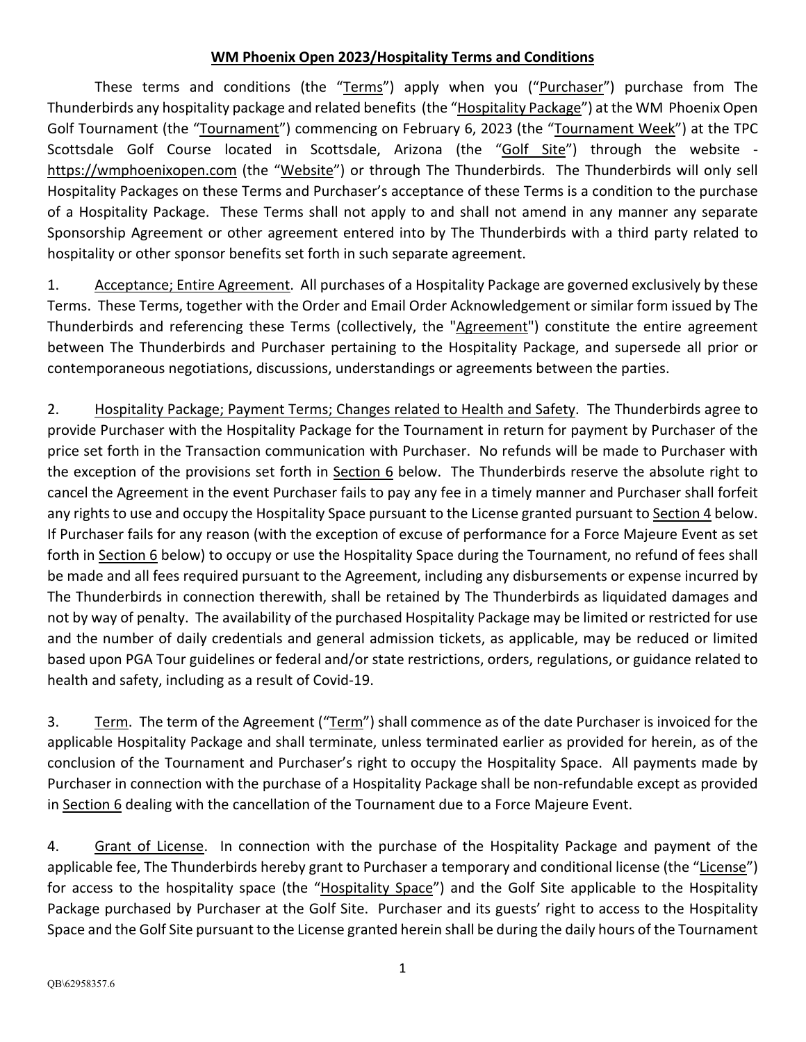**WM Phoenix Open 2023/Hospitality Terms and Conditions**

These terms and conditions (the "Terms") apply when you ("Purchaser") purchase from The Thunderbirds any hospitality package and related benefits (the "Hospitality Package") at the WM Phoenix Open Golf Tournament (the "Tournament") commencing on February 6, 2023 (the "Tournament Week") at the TPC Scottsdale Golf Course located in Scottsdale, Arizona (the "Golf Site") through the website - https://wmphoenixopen.com (the "Website") or through The Thunderbirds. The Thunderbirds will only sell Hospitality Packages on these Terms and Purchaser's acceptance of these Terms is a condition to the purchase of a Hospitality Package. These Terms shall not apply to and shall not amend in any manner any separate Sponsorship Agreement or other agreement entered into by The Thunderbirds with a third party related to hospitality or other sponsor benefits set forth in such separate agreement.

1. Acceptance; Entire Agreement. All purchases of a Hospitality Package are governed exclusively by these Terms. These Terms, together with the Order and Email Order Acknowledgement or similar form issued by The Thunderbirds and referencing these Terms (collectively, the "Agreement") constitute the entire agreement between The Thunderbirds and Purchaser pertaining to the Hospitality Package, and supersede all prior or contemporaneous negotiations, discussions, understandings or agreements between the parties.

2. Hospitality Package; Payment Terms; Changes related to Health and Safety. The Thunderbirds agree to provide Purchaser with the Hospitality Package for the Tournament in return for payment by Purchaser of the price set forth in the Transaction communication with Purchaser. No refunds will be made to Purchaser with the exception of the provisions set forth in Section 6 below. The Thunderbirds reserve the absolute right to cancel the Agreement in the event Purchaser fails to pay any fee in a timely manner and Purchaser shall forfeit any rights to use and occupy the Hospitality Space pursuant to the License granted pursuant to Section 4 below. If Purchaser fails for any reason (with the exception of excuse of performance for a Force Majeure Event as set forth in Section 6 below) to occupy or use the Hospitality Space during the Tournament, no refund of fees shall be made and all fees required pursuant to the Agreement, including any disbursements or expense incurred by The Thunderbirds in connection therewith, shall be retained by The Thunderbirds as liquidated damages and not by way of penalty. The availability of the purchased Hospitality Package may be limited or restricted for use and the number of daily credentials and general admission tickets, as applicable, may be reduced or limited based upon PGA Tour guidelines or federal and/or state restrictions, orders, regulations, or guidance related to health and safety, including as a result of Covid-19.

3. Term. The term of the Agreement ("Term") shall commence as of the date Purchaser is invoiced for the applicable Hospitality Package and shall terminate, unless terminated earlier as provided for herein, as of the conclusion of the Tournament and Purchaser's right to occupy the Hospitality Space. All payments made by Purchaser in connection with the purchase of a Hospitality Package shall be non-refundable except as provided in Section 6 dealing with the cancellation of the Tournament due to a Force Majeure Event.

4. Grant of License. In connection with the purchase of the Hospitality Package and payment of the applicable fee, The Thunderbirds hereby grant to Purchaser a temporary and conditional license (the "License") for access to the hospitality space (the "Hospitality Space") and the Golf Site applicable to the Hospitality Package purchased by Purchaser at the Golf Site. Purchaser and its guests' right to access to the Hospitality Space and the Golf Site pursuant to the License granted herein shall be during the daily hours of the Tournament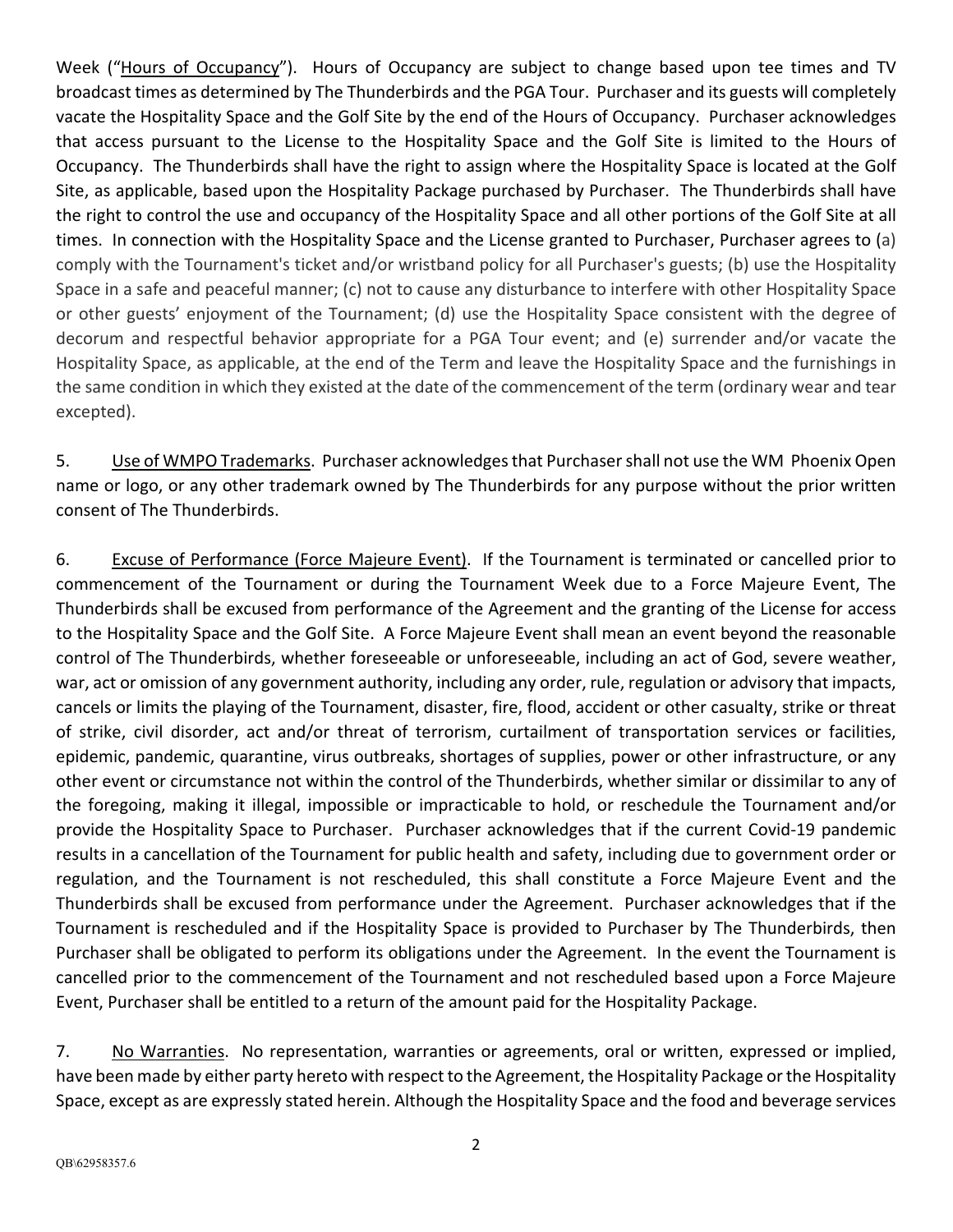Week ("Hours of Occupancy"). Hours of Occupancy are subject to change based upon tee times and TV broadcast times as determined by The Thunderbirds and the PGA Tour. Purchaser and its guests will completely vacate the Hospitality Space and the Golf Site by the end of the Hours of Occupancy. Purchaser acknowledges that access pursuant to the License to the Hospitality Space and the Golf Site is limited to the Hours of Occupancy. The Thunderbirds shall have the right to assign where the Hospitality Space is located at the Golf Site, as applicable, based upon the Hospitality Package purchased by Purchaser. The Thunderbirds shall have the right to control the use and occupancy of the Hospitality Space and all other portions of the Golf Site at all times. In connection with the Hospitality Space and the License granted to Purchaser, Purchaser agrees to (a) comply with the Tournament's ticket and/or wristband policy for all Purchaser's guests; (b) use the Hospitality Space in a safe and peaceful manner; (c) not to cause any disturbance to interfere with other Hospitality Space or other guests' enjoyment of the Tournament; (d) use the Hospitality Space consistent with the degree of decorum and respectful behavior appropriate for a PGA Tour event; and (e) surrender and/or vacate the Hospitality Space, as applicable, at the end of the Term and leave the Hospitality Space and the furnishings in the same condition in which they existed at the date of the commencement of the term (ordinary wear and tear excepted).

5. Use of WMPO Trademarks. Purchaser acknowledges that Purchaser shall not use the WM Phoenix Open name or logo, or any other trademark owned by The Thunderbirds for any purpose without the prior written consent of The Thunderbirds.

6. Excuse of Performance (Force Majeure Event). If the Tournament is terminated or cancelled prior to commencement of the Tournament or during the Tournament Week due to a Force Majeure Event, The Thunderbirds shall be excused from performance of the Agreement and the granting of the License for access to the Hospitality Space and the Golf Site. A Force Majeure Event shall mean an event beyond the reasonable control of The Thunderbirds, whether foreseeable or unforeseeable, including an act of God, severe weather, war, act or omission of any government authority, including any order, rule, regulation or advisory that impacts, cancels or limits the playing of the Tournament, disaster, fire, flood, accident or other casualty, strike or threat of strike, civil disorder, act and/or threat of terrorism, curtailment of transportation services or facilities, epidemic, pandemic, quarantine, virus outbreaks, shortages of supplies, power or other infrastructure, or any other event or circumstance not within the control of the Thunderbirds, whether similar or dissimilar to any of the foregoing, making it illegal, impossible or impracticable to hold, or reschedule the Tournament and/or provide the Hospitality Space to Purchaser. Purchaser acknowledges that if the current Covid-19 pandemic results in a cancellation of the Tournament for public health and safety, including due to government order or regulation, and the Tournament is not rescheduled, this shall constitute a Force Majeure Event and the Thunderbirds shall be excused from performance under the Agreement. Purchaser acknowledges that if the Tournament is rescheduled and if the Hospitality Space is provided to Purchaser by The Thunderbirds, then Purchaser shall be obligated to perform its obligations under the Agreement. In the event the Tournament is cancelled prior to the commencement of the Tournament and not rescheduled based upon a Force Majeure Event, Purchaser shall be entitled to a return of the amount paid for the Hospitality Package.

7. No Warranties. No representation, warranties or agreements, oral or written, expressed or implied, have been made by either party hereto with respect to the Agreement, the Hospitality Package or the Hospitality Space, except as are expressly stated herein. Although the Hospitality Space and the food and beverage services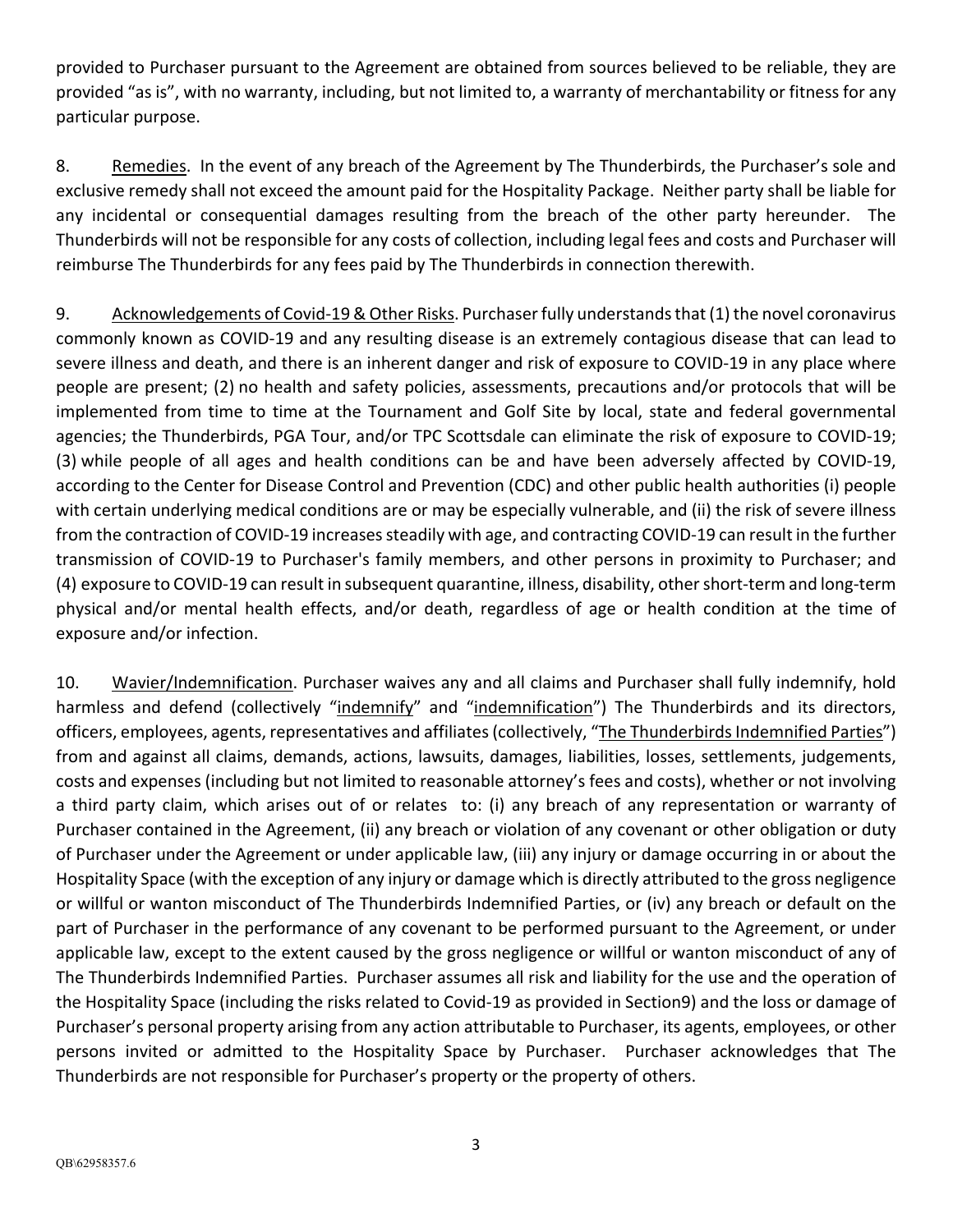provided to Purchaser pursuant to the Agreement are obtained from sources believed to be reliable, they are provided "as is", with no warranty, including, but not limited to, a warranty of merchantability or fitness for any particular purpose.

8. Remedies. In the event of any breach of the Agreement by The Thunderbirds, the Purchaser's sole and exclusive remedy shall not exceed the amount paid for the Hospitality Package. Neither party shall be liable for any incidental or consequential damages resulting from the breach of the other party hereunder. The Thunderbirds will not be responsible for any costs of collection, including legal fees and costs and Purchaser will reimburse The Thunderbirds for any fees paid by The Thunderbirds in connection therewith.

9. Acknowledgements of Covid-19 & Other Risks. Purchaser fully understands that (1) the novel coronavirus commonly known as COVID-19 and any resulting disease is an extremely contagious disease that can lead to severe illness and death, and there is an inherent danger and risk of exposure to COVID-19 in any place where people are present; (2) no health and safety policies, assessments, precautions and/or protocols that will be implemented from time to time at the Tournament and Golf Site by local, state and federal governmental agencies; the Thunderbirds, PGA Tour, and/or TPC Scottsdale can eliminate the risk of exposure to COVID-19; (3) while people of all ages and health conditions can be and have been adversely affected by COVID-19, according to the Center for Disease Control and Prevention (CDC) and other public health authorities (i) people with certain underlying medical conditions are or may be especially vulnerable, and (ii) the risk of severe illness from the contraction of COVID-19 increases steadily with age, and contracting COVID-19 can result in the further transmission of COVID-19 to Purchaser's family members, and other persons in proximity to Purchaser; and (4) exposure to COVID-19 can result in subsequent quarantine, illness, disability, other short-term and long-term physical and/or mental health effects, and/or death, regardless of age or health condition at the time of exposure and/or infection.

10. Wavier/Indemnification. Purchaser waives any and all claims and Purchaser shall fully indemnify, hold harmless and defend (collectively "indemnify" and "indemnification") The Thunderbirds and its directors, officers, employees, agents, representatives and affiliates (collectively, "The Thunderbirds Indemnified Parties") from and against all claims, demands, actions, lawsuits, damages, liabilities, losses, settlements, judgements, costs and expenses (including but not limited to reasonable attorney's fees and costs), whether or not involving a third party claim, which arises out of or relates to: (i) any breach of any representation or warranty of Purchaser contained in the Agreement, (ii) any breach or violation of any covenant or other obligation or duty of Purchaser under the Agreement or under applicable law, (iii) any injury or damage occurring in or about the Hospitality Space (with the exception of any injury or damage which is directly attributed to the gross negligence or willful or wanton misconduct of The Thunderbirds Indemnified Parties, or (iv) any breach or default on the part of Purchaser in the performance of any covenant to be performed pursuant to the Agreement, or under applicable law, except to the extent caused by the gross negligence or willful or wanton misconduct of any of The Thunderbirds Indemnified Parties. Purchaser assumes all risk and liability for the use and the operation of the Hospitality Space (including the risks related to Covid-19 as provided in Section9) and the loss or damage of Purchaser's personal property arising from any action attributable to Purchaser, its agents, employees, or other persons invited or admitted to the Hospitality Space by Purchaser. Purchaser acknowledges that The Thunderbirds are not responsible for Purchaser's property or the property of others.

QB\62958357.6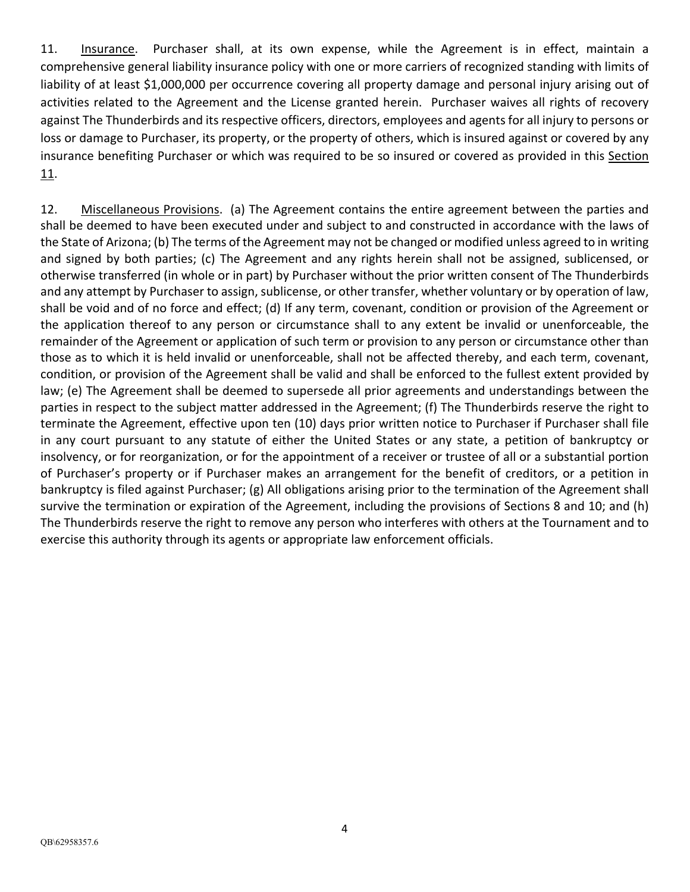11. Insurance. Purchaser shall, at its own expense, while the Agreement is in effect, maintain a comprehensive general liability insurance policy with one or more carriers of recognized standing with limits of liability of at least $1,000,000 per occurrence covering all property damage and personal injury arising out of activities related to the Agreement and the License granted herein. Purchaser waives all rights of recovery against The Thunderbirds and its respective officers, directors, employees and agents for all injury to persons or loss or damage to Purchaser, its property, or the property of others, which is insured against or covered by any insurance benefiting Purchaser or which was required to be so insured or covered as provided in this Section 11.

12. Miscellaneous Provisions. (a) The Agreement contains the entire agreement between the parties and shall be deemed to have been executed under and subject to and constructed in accordance with the laws of the State of Arizona; (b) The terms of the Agreement may not be changed or modified unless agreed to in writing and signed by both parties; (c) The Agreement and any rights herein shall not be assigned, sublicensed, or otherwise transferred (in whole or in part) by Purchaser without the prior written consent of The Thunderbirds and any attempt by Purchaser to assign, sublicense, or other transfer, whether voluntary or by operation of law, shall be void and of no force and effect; (d) If any term, covenant, condition or provision of the Agreement or the application thereof to any person or circumstance shall to any extent be invalid or unenforceable, the remainder of the Agreement or application of such term or provision to any person or circumstance other than those as to which it is held invalid or unenforceable, shall not be affected thereby, and each term, covenant, condition, or provision of the Agreement shall be valid and shall be enforced to the fullest extent provided by law; (e) The Agreement shall be deemed to supersede all prior agreements and understandings between the parties in respect to the subject matter addressed in the Agreement; (f) The Thunderbirds reserve the right to terminate the Agreement, effective upon ten (10) days prior written notice to Purchaser if Purchaser shall file in any court pursuant to any statute of either the United States or any state, a petition of bankruptcy or insolvency, or for reorganization, or for the appointment of a receiver or trustee of all or a substantial portion of Purchaser's property or if Purchaser makes an arrangement for the benefit of creditors, or a petition in bankruptcy is filed against Purchaser; (g) All obligations arising prior to the termination of the Agreement shall survive the termination or expiration of the Agreement, including the provisions of Sections 8 and 10; and (h) The Thunderbirds reserve the right to remove any person who interferes with others at the Tournament and to exercise this authority through its agents or appropriate law enforcement officials.

QB\62958357.6